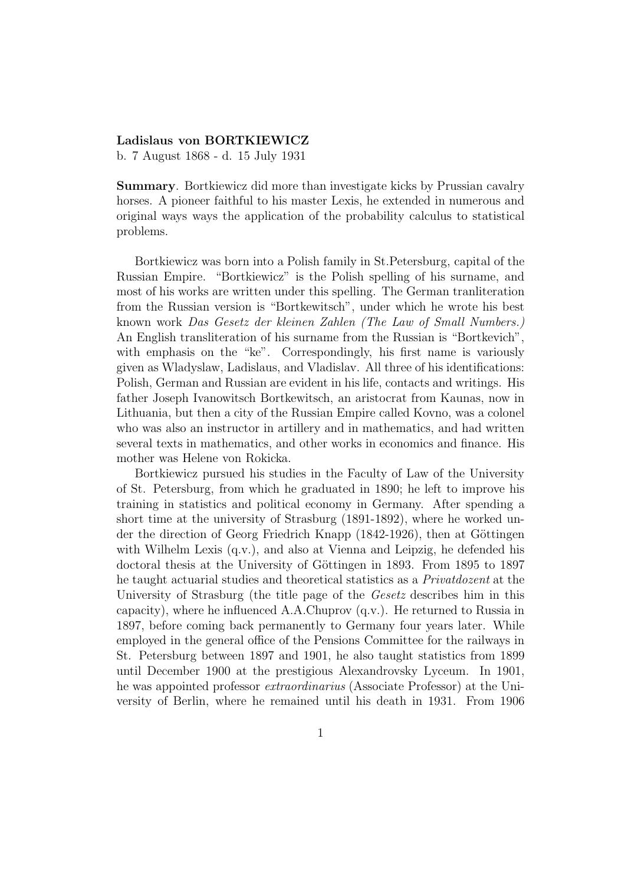**Ladislaus von BORTKIEWICZ**
b. 7 August 1868 - d. 15 July 1931

**Summary**. Bortkiewicz did more than investigate kicks by Prussian cavalry horses. A pioneer faithful to his master Lexis, he extended in numerous and original ways ways the application of the probability calculus to statistical problems.

Bortkiewicz was born into a Polish family in St.Petersburg, capital of the Russian Empire. "Bortkiewicz" is the Polish spelling of his surname, and most of his works are written under this spelling. The German tranliteration from the Russian version is "Bortkewitsch", under which he wrote his best known work *Das Gesetz der kleinen Zahlen (The Law of Small Numbers.)* An English transliteration of his surname from the Russian is "Bortkevich", with emphasis on the "ke". Correspondingly, his first name is variously given as Wladyslaw, Ladislaus, and Vladislav. All three of his identifications: Polish, German and Russian are evident in his life, contacts and writings. His father Joseph Ivanowitsch Bortkewitsch, an aristocrat from Kaunas, now in Lithuania, but then a city of the Russian Empire called Kovno, was a colonel who was also an instructor in artillery and in mathematics, and had written several texts in mathematics, and other works in economics and finance. His mother was Helene von Rokicka.

Bortkiewicz pursued his studies in the Faculty of Law of the University of St. Petersburg, from which he graduated in 1890; he left to improve his training in statistics and political economy in Germany. After spending a short time at the university of Strasburg (1891-1892), where he worked under the direction of Georg Friedrich Knapp (1842-1926), then at Göttingen with Wilhelm Lexis (q.v.), and also at Vienna and Leipzig, he defended his doctoral thesis at the University of Göttingen in 1893. From 1895 to 1897 he taught actuarial studies and theoretical statistics as a *Privatdozent* at the University of Strasburg (the title page of the *Gesetz* describes him in this capacity), where he influenced A.A.Chuprov (q.v.). He returned to Russia in 1897, before coming back permanently to Germany four years later. While employed in the general office of the Pensions Committee for the railways in St. Petersburg between 1897 and 1901, he also taught statistics from 1899 until December 1900 at the prestigious Alexandrovsky Lyceum. In 1901, he was appointed professor *extraordinarius* (Associate Professor) at the University of Berlin, where he remained until his death in 1931. From 1906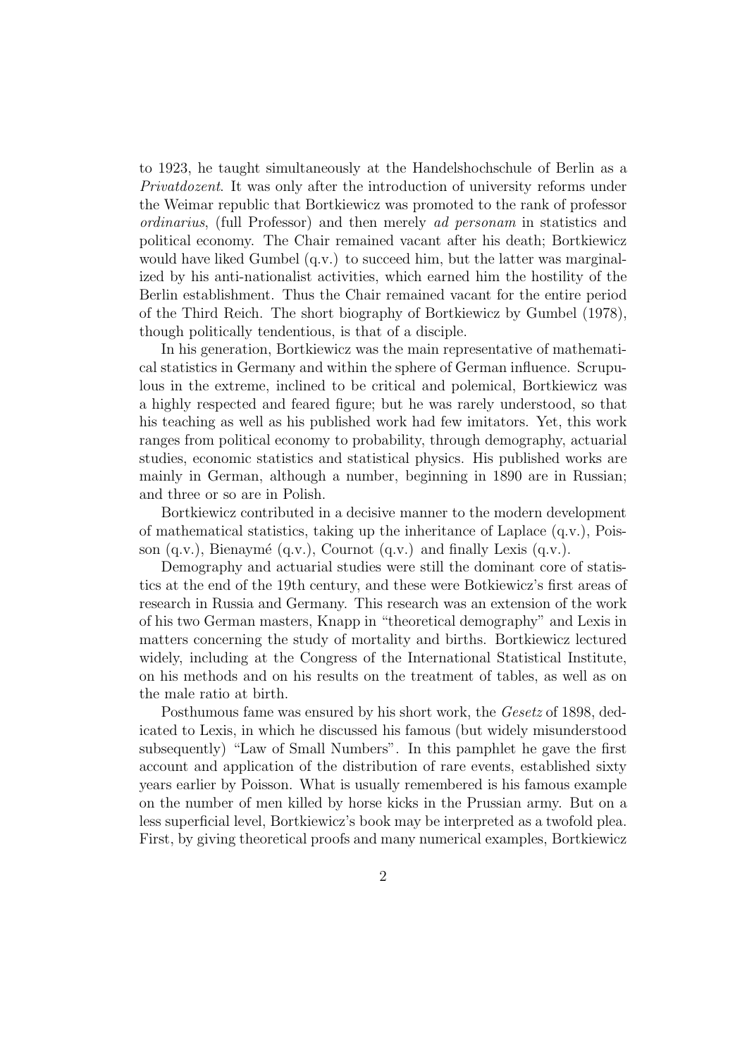to 1923, he taught simultaneously at the Handelshochschule of Berlin as a *Privatdozent*. It was only after the introduction of university reforms under the Weimar republic that Bortkiewicz was promoted to the rank of professor *ordinarius*, (full Professor) and then merely *ad personam* in statistics and political economy. The Chair remained vacant after his death; Bortkiewicz would have liked Gumbel (q.v.) to succeed him, but the latter was marginalized by his anti-nationalist activities, which earned him the hostility of the Berlin establishment. Thus the Chair remained vacant for the entire period of the Third Reich. The short biography of Bortkiewicz by Gumbel (1978), though politically tendentious, is that of a disciple.

In his generation, Bortkiewicz was the main representative of mathematical statistics in Germany and within the sphere of German influence. Scrupulous in the extreme, inclined to be critical and polemical, Bortkiewicz was a highly respected and feared figure; but he was rarely understood, so that his teaching as well as his published work had few imitators. Yet, this work ranges from political economy to probability, through demography, actuarial studies, economic statistics and statistical physics. His published works are mainly in German, although a number, beginning in 1890 are in Russian; and three or so are in Polish.

Bortkiewicz contributed in a decisive manner to the modern development of mathematical statistics, taking up the inheritance of Laplace (q.v.), Poisson (q.v.), Bienaymé (q.v.), Cournot (q.v.) and finally Lexis (q.v.).

Demography and actuarial studies were still the dominant core of statistics at the end of the 19th century, and these were Botkiewicz's first areas of research in Russia and Germany. This research was an extension of the work of his two German masters, Knapp in "theoretical demography" and Lexis in matters concerning the study of mortality and births. Bortkiewicz lectured widely, including at the Congress of the International Statistical Institute, on his methods and on his results on the treatment of tables, as well as on the male ratio at birth.

Posthumous fame was ensured by his short work, the *Gesetz* of 1898, dedicated to Lexis, in which he discussed his famous (but widely misunderstood subsequently) "Law of Small Numbers". In this pamphlet he gave the first account and application of the distribution of rare events, established sixty years earlier by Poisson. What is usually remembered is his famous example on the number of men killed by horse kicks in the Prussian army. But on a less superficial level, Bortkiewicz's book may be interpreted as a twofold plea. First, by giving theoretical proofs and many numerical examples, Bortkiewicz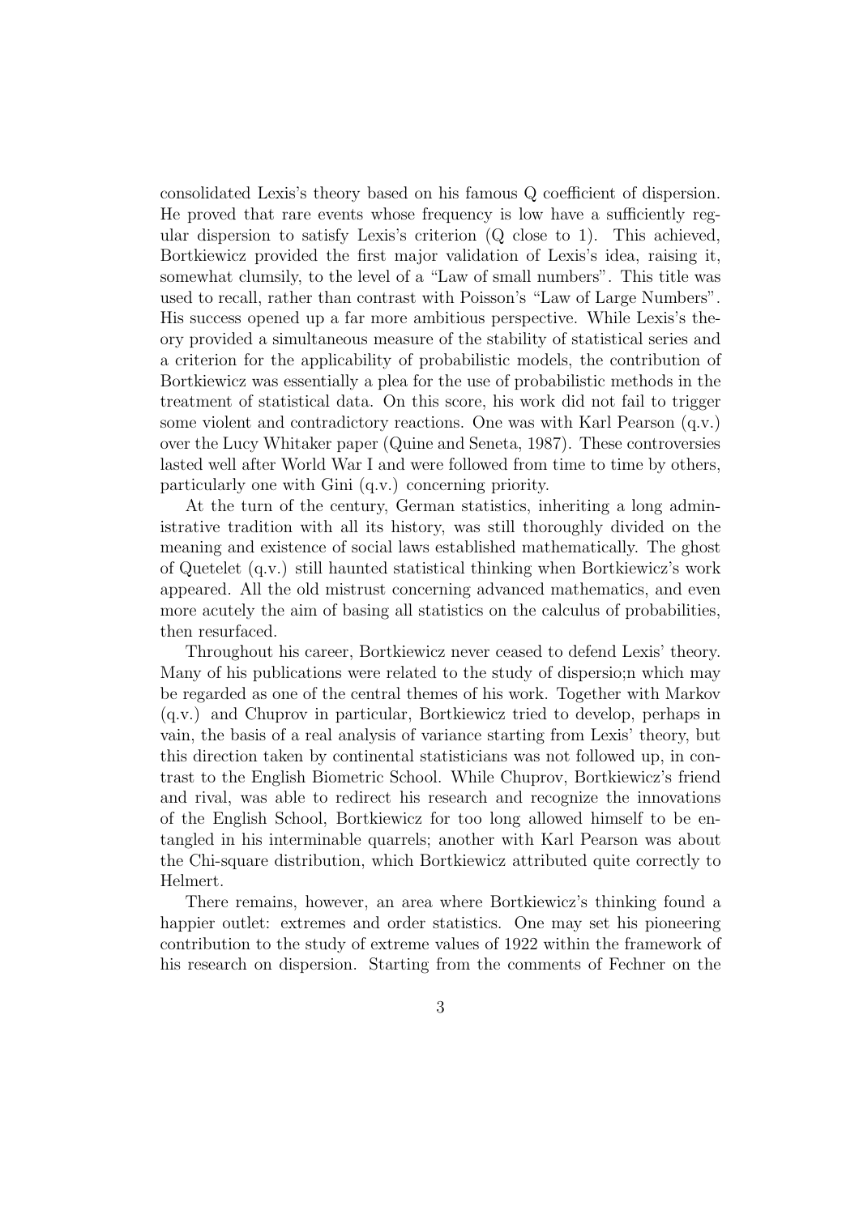consolidated Lexis's theory based on his famous Q coefficient of dispersion. He proved that rare events whose frequency is low have a sufficiently regular dispersion to satisfy Lexis's criterion (Q close to 1). This achieved, Bortkiewicz provided the first major validation of Lexis's idea, raising it, somewhat clumsily, to the level of a "Law of small numbers". This title was used to recall, rather than contrast with Poisson's "Law of Large Numbers". His success opened up a far more ambitious perspective. While Lexis's theory provided a simultaneous measure of the stability of statistical series and a criterion for the applicability of probabilistic models, the contribution of Bortkiewicz was essentially a plea for the use of probabilistic methods in the treatment of statistical data. On this score, his work did not fail to trigger some violent and contradictory reactions. One was with Karl Pearson (q.v.) over the Lucy Whitaker paper (Quine and Seneta, 1987). These controversies lasted well after World War I and were followed from time to time by others, particularly one with Gini (q.v.) concerning priority.

At the turn of the century, German statistics, inheriting a long administrative tradition with all its history, was still thoroughly divided on the meaning and existence of social laws established mathematically. The ghost of Quetelet (q.v.) still haunted statistical thinking when Bortkiewicz's work appeared. All the old mistrust concerning advanced mathematics, and even more acutely the aim of basing all statistics on the calculus of probabilities, then resurfaced.

Throughout his career, Bortkiewicz never ceased to defend Lexis' theory. Many of his publications were related to the study of dispersio;n which may be regarded as one of the central themes of his work. Together with Markov (q.v.) and Chuprov in particular, Bortkiewicz tried to develop, perhaps in vain, the basis of a real analysis of variance starting from Lexis' theory, but this direction taken by continental statisticians was not followed up, in contrast to the English Biometric School. While Chuprov, Bortkiewicz's friend and rival, was able to redirect his research and recognize the innovations of the English School, Bortkiewicz for too long allowed himself to be entangled in his interminable quarrels; another with Karl Pearson was about the Chi-square distribution, which Bortkiewicz attributed quite correctly to Helmert.

There remains, however, an area where Bortkiewicz's thinking found a happier outlet: extremes and order statistics. One may set his pioneering contribution to the study of extreme values of 1922 within the framework of his research on dispersion. Starting from the comments of Fechner on the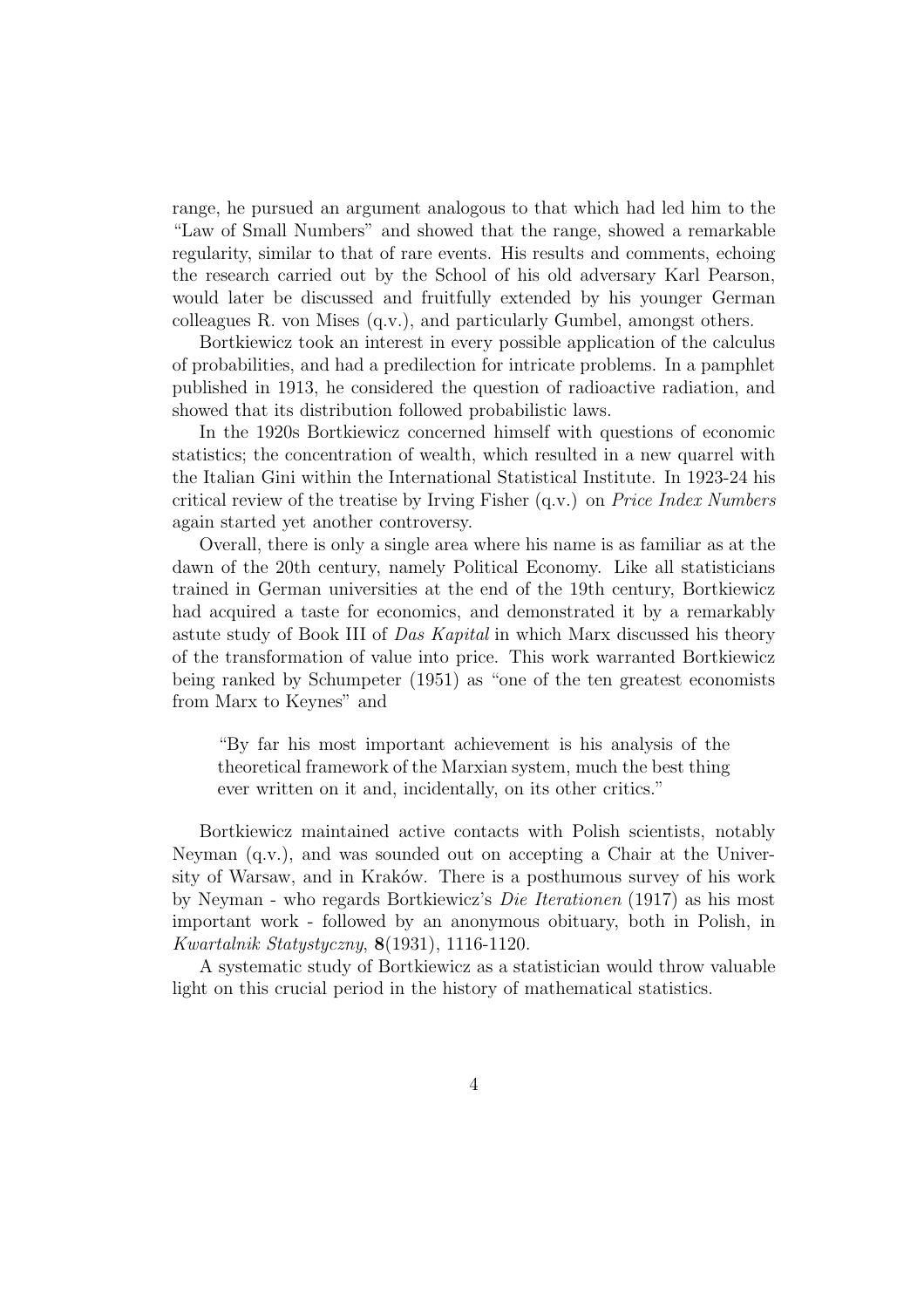range, he pursued an argument analogous to that which had led him to the "Law of Small Numbers" and showed that the range, showed a remarkable regularity, similar to that of rare events. His results and comments, echoing the research carried out by the School of his old adversary Karl Pearson, would later be discussed and fruitfully extended by his younger German colleagues R. von Mises (q.v.), and particularly Gumbel, amongst others.

Bortkiewicz took an interest in every possible application of the calculus of probabilities, and had a predilection for intricate problems. In a pamphlet published in 1913, he considered the question of radioactive radiation, and showed that its distribution followed probabilistic laws.

In the 1920s Bortkiewicz concerned himself with questions of economic statistics; the concentration of wealth, which resulted in a new quarrel with the Italian Gini within the International Statistical Institute. In 1923-24 his critical review of the treatise by Irving Fisher (q.v.) on *Price Index Numbers* again started yet another controversy.

Overall, there is only a single area where his name is as familiar as at the dawn of the 20th century, namely Political Economy. Like all statisticians trained in German universities at the end of the 19th century, Bortkiewicz had acquired a taste for economics, and demonstrated it by a remarkably astute study of Book III of *Das Kapital* in which Marx discussed his theory of the transformation of value into price. This work warranted Bortkiewicz being ranked by Schumpeter (1951) as "one of the ten greatest economists from Marx to Keynes" and

> "By far his most important achievement is his analysis of the theoretical framework of the Marxian system, much the best thing ever written on it and, incidentally, on its other critics."

Bortkiewicz maintained active contacts with Polish scientists, notably Neyman (q.v.), and was sounded out on accepting a Chair at the University of Warsaw, and in Kraków. There is a posthumous survey of his work by Neyman - who regards Bortkiewicz's *Die Iterationen* (1917) as his most important work - followed by an anonymous obituary, both in Polish, in *Kwartalnik Statystyczny*, **8**(1931), 1116-1120.

A systematic study of Bortkiewicz as a statistician would throw valuable light on this crucial period in the history of mathematical statistics.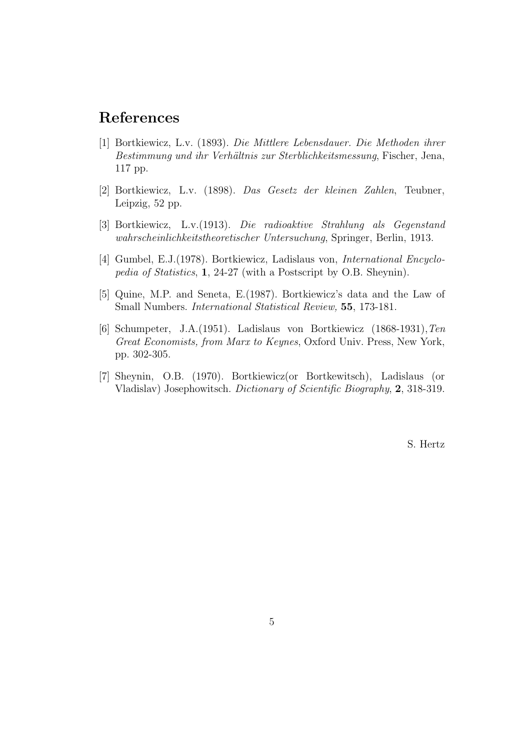## References

[1] Bortkiewicz, L.v. (1893). *Die Mittlere Lebensdauer. Die Methoden ihrer Bestimmung und ihr Verhältnis zur Sterblichkeitsmessung*, Fischer, Jena, 117 pp.

[2] Bortkiewicz, L.v. (1898). *Das Gesetz der kleinen Zahlen*, Teubner, Leipzig, 52 pp.

[3] Bortkiewicz, L.v.(1913). *Die radioaktive Strahlung als Gegenstand wahrscheinlichkeitstheoretischer Untersuchung*, Springer, Berlin, 1913.

[4] Gumbel, E.J.(1978). Bortkiewicz, Ladislaus von, *International Encyclopedia of Statistics*, **1**, 24-27 (with a Postscript by O.B. Sheynin).

[5] Quine, M.P. and Seneta, E.(1987). Bortkiewicz's data and the Law of Small Numbers. *International Statistical Review,* **55**, 173-181.

[6] Schumpeter, J.A.(1951). Ladislaus von Bortkiewicz (1868-1931), *Ten Great Economists, from Marx to Keynes*, Oxford Univ. Press, New York, pp. 302-305.

[7] Sheynin, O.B. (1970). Bortkiewicz(or Bortkewitsch), Ladislaus (or Vladislav) Josephowitsch. *Dictionary of Scientific Biography*, **2**, 318-319.

S. Hertz